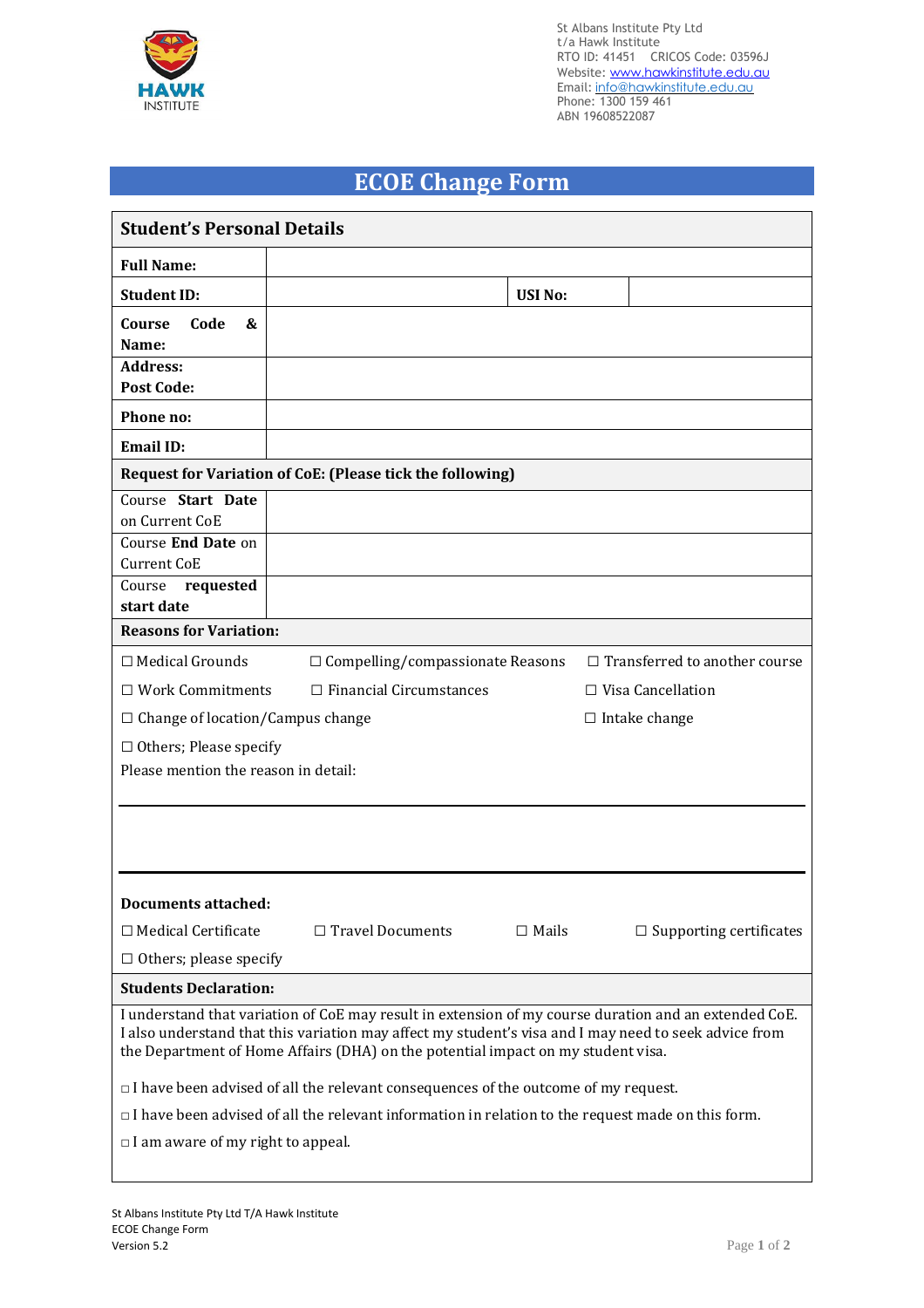St Albans Institute Pty Ltd
t/a Hawk Institute
RTO ID: 41451 CRICOS Code: 03596J
Website: www.hawkinstitute.edu.au
Email: info@hawkinstitute.edu.au
Phone: 1300 159 461
ABN 19608522087

# ECOE Change Form

| **Student's Personal Details** | | | |
|---|---|---|---|
| **Full Name:** | | | |
| **Student ID:** | | **USI No:** | |
| **Course Code & Name:** | | | |
| **Address:** **Post Code:** | | | |
| **Phone no:** | | | |
| **Email ID:** | | | |

**Request for Variation of CoE: (Please tick the following)**

| | |
|---|---|
| Course **Start Date** on Current CoE | |
| Course **End Date** on Current CoE | |
| Course **requested start date** | |

**Reasons for Variation:**

☐ Medical Grounds ☐ Compelling/compassionate Reasons ☐ Transferred to another course

☐ Work Commitments ☐ Financial Circumstances ☐ Visa Cancellation

☐ Change of location/Campus change ☐ Intake change

☐ Others; Please specify

Please mention the reason in detail:

**Documents attached:**

☐ Medical Certificate ☐ Travel Documents ☐ Mails ☐ Supporting certificates

☐ Others; please specify

**Students Declaration:**

I understand that variation of CoE may result in extension of my course duration and an extended CoE. I also understand that this variation may affect my student's visa and I may need to seek advice from the Department of Home Affairs (DHA) on the potential impact on my student visa.

☐ I have been advised of all the relevant consequences of the outcome of my request.

☐ I have been advised of all the relevant information in relation to the request made on this form.

☐ I am aware of my right to appeal.

St Albans Institute Pty Ltd T/A Hawk Institute
ECOE Change Form
Version 5.2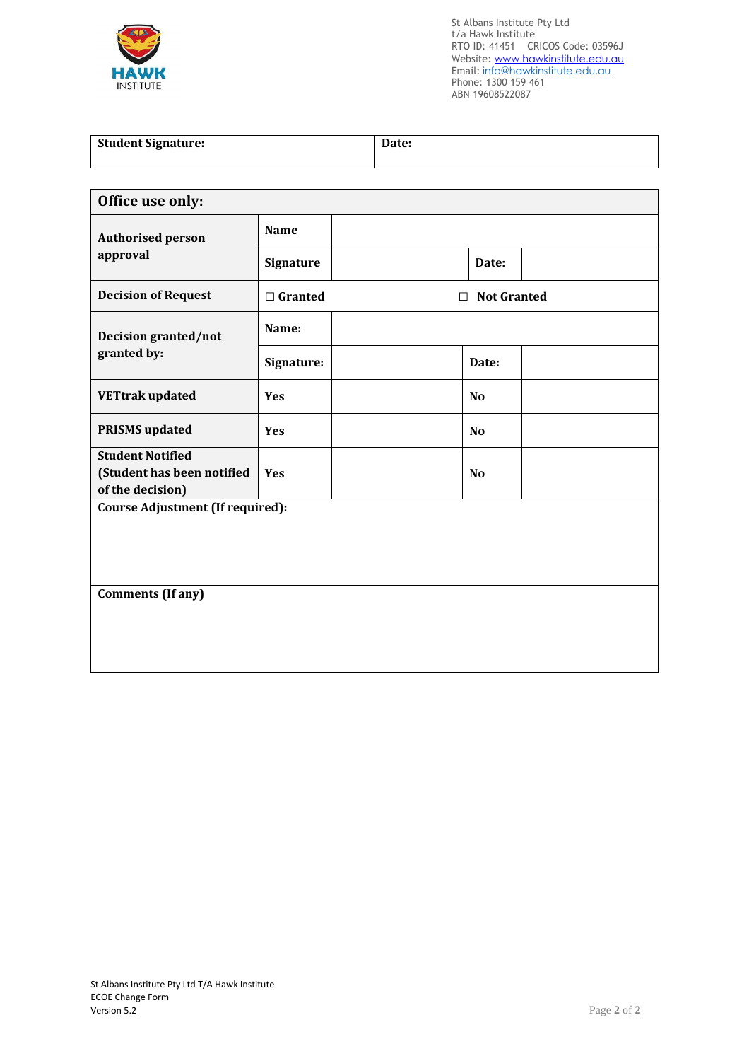| Student Signature: | Date: |
|---|---|
| | |

| Office use only: | | | | |
|---|---|---|---|---|
| **Authorised person approval** | **Name** | | | |
| | **Signature** | | **Date:** | |
| **Decision of Request** | ☐ **Granted** | | ☐ **Not Granted** | |
| **Decision granted/not granted by:** | **Name:** | | | |
| | **Signature:** | | **Date:** | |
| **VETtrak updated** | **Yes** | | **No** | |
| **PRISMS updated** | **Yes** | | **No** | |
| **Student Notified (Student has been notified of the decision)** | **Yes** | | **No** | |
| **Course Adjustment (If required):** | | | | |
| **Comments (If any)** | | | | |